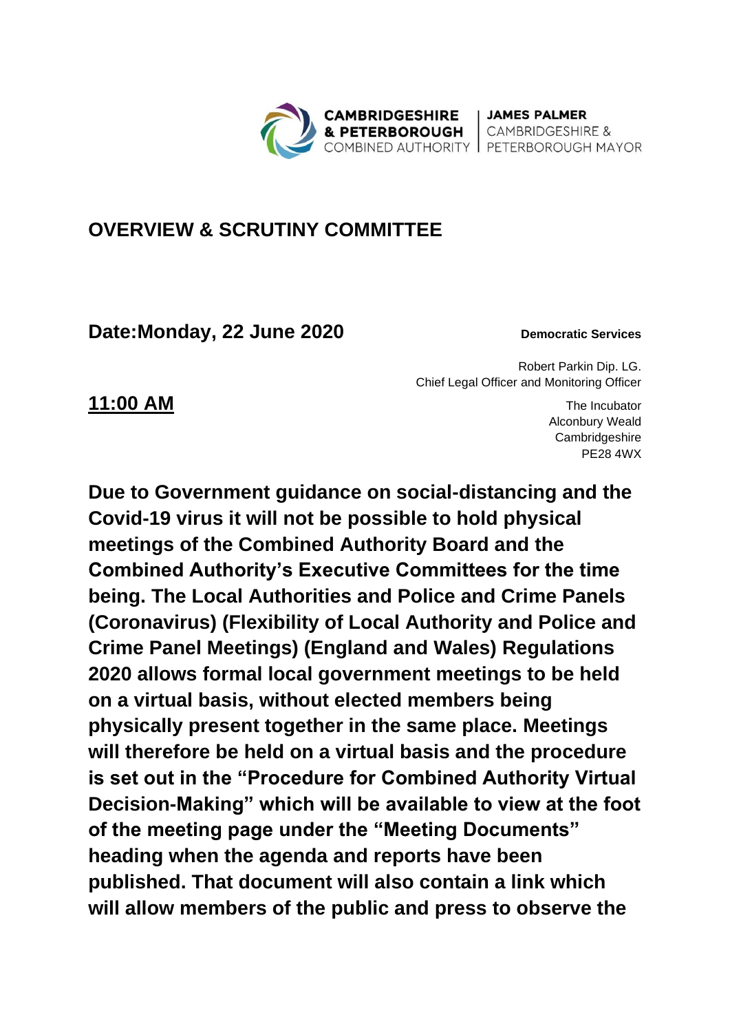CAMBRIDGESHIRE & PETERBOROUGH COMBINED AUTHORITY | JAMES PALMER CAMBRIDGESHIRE & PETERBOROUGH MAYOR

## OVERVIEW & SCRUTINY COMMITTEE

**Date:Monday, 22 June 2020**

**Democratic Services**

Robert Parkin Dip. LG.
Chief Legal Officer and Monitoring Officer

**11:00 AM**

The Incubator
Alconbury Weald
Cambridgeshire
PE28 4WX

**Due to Government guidance on social-distancing and the Covid-19 virus it will not be possible to hold physical meetings of the Combined Authority Board and the Combined Authority's Executive Committees for the time being. The Local Authorities and Police and Crime Panels (Coronavirus) (Flexibility of Local Authority and Police and Crime Panel Meetings) (England and Wales) Regulations 2020 allows formal local government meetings to be held on a virtual basis, without elected members being physically present together in the same place. Meetings will therefore be held on a virtual basis and the procedure is set out in the "Procedure for Combined Authority Virtual Decision-Making" which will be available to view at the foot of the meeting page under the "Meeting Documents" heading when the agenda and reports have been published. That document will also contain a link which will allow members of the public and press to observe the**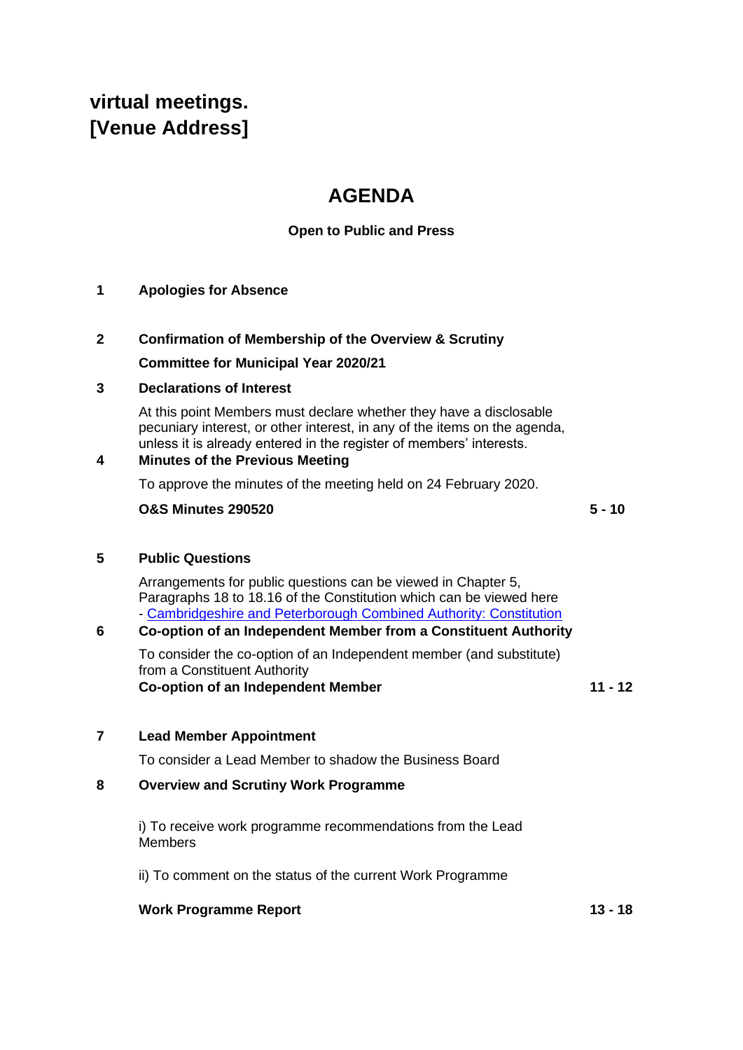## virtual meetings.
## [Venue Address]

# AGENDA

**Open to Public and Press**

**1 Apologies for Absence**

**2 Confirmation of Membership of the Overview & Scrutiny Committee for Municipal Year 2020/21**

**3 Declarations of Interest**

At this point Members must declare whether they have a disclosable pecuniary interest, or other interest, in any of the items on the agenda, unless it is already entered in the register of members' interests.

**4 Minutes of the Previous Meeting**

To approve the minutes of the meeting held on 24 February 2020.

**O&S Minutes 290520** — 5 - 10

**5 Public Questions**

Arrangements for public questions can be viewed in Chapter 5, Paragraphs 18 to 18.16 of the Constitution which can be viewed here - Cambridgeshire and Peterborough Combined Authority: Constitution

**6 Co-option of an Independent Member from a Constituent Authority**

To consider the co-option of an Independent member (and substitute) from a Constituent Authority

**Co-option of an Independent Member** — 11 - 12

**7 Lead Member Appointment**

To consider a Lead Member to shadow the Business Board

**8 Overview and Scrutiny Work Programme**

i) To receive work programme recommendations from the Lead Members

ii) To comment on the status of the current Work Programme

**Work Programme Report** — 13 - 18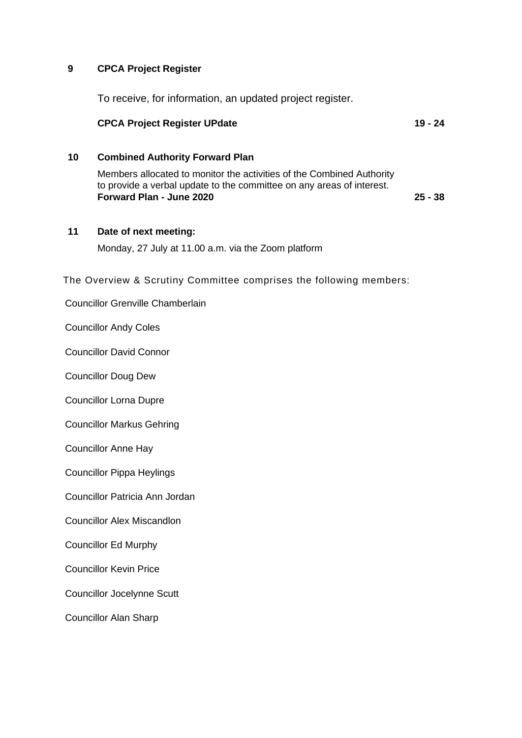**9 CPCA Project Register**

To receive, for information, an updated project register.

**CPCA Project Register UPdate** **19 - 24**

**10 Combined Authority Forward Plan**

Members allocated to monitor the activities of the Combined Authority to provide a verbal update to the committee on any areas of interest.

**Forward Plan - June 2020** **25 - 38**

**11 Date of next meeting:**

Monday, 27 July at 11.00 a.m. via the Zoom platform

The Overview & Scrutiny Committee comprises the following members:

Councillor Grenville Chamberlain

Councillor Andy Coles

Councillor David Connor

Councillor Doug Dew

Councillor Lorna Dupre

Councillor Markus Gehring

Councillor Anne Hay

Councillor Pippa Heylings

Councillor Patricia Ann Jordan

Councillor Alex Miscandlon

Councillor Ed Murphy

Councillor Kevin Price

Councillor Jocelynne Scutt

Councillor Alan Sharp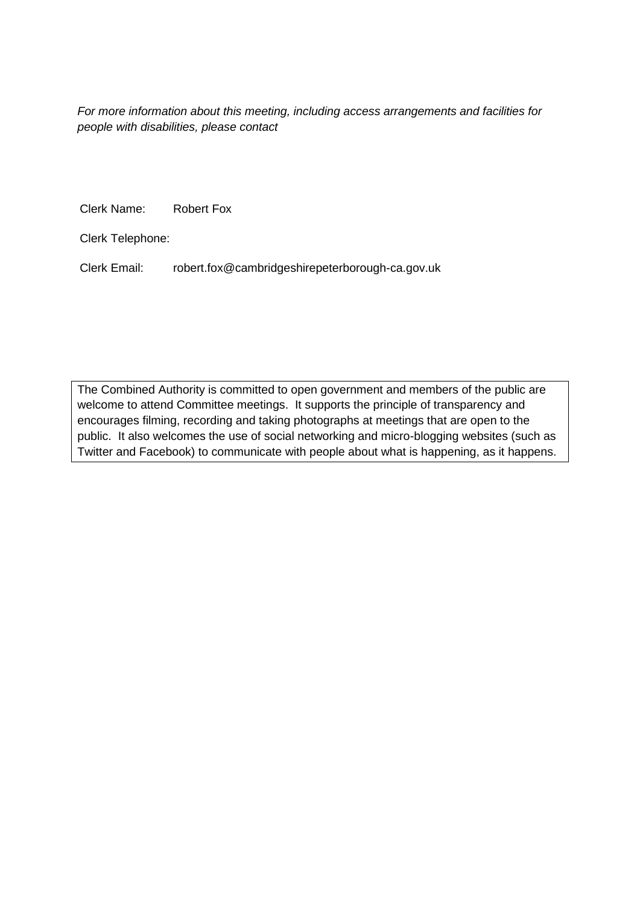*For more information about this meeting, including access arrangements and facilities for people with disabilities, please contact*

Clerk Name: Robert Fox

Clerk Telephone:

Clerk Email: robert.fox@cambridgeshirepeterborough-ca.gov.uk

The Combined Authority is committed to open government and members of the public are welcome to attend Committee meetings. It supports the principle of transparency and encourages filming, recording and taking photographs at meetings that are open to the public. It also welcomes the use of social networking and micro-blogging websites (such as Twitter and Facebook) to communicate with people about what is happening, as it happens.